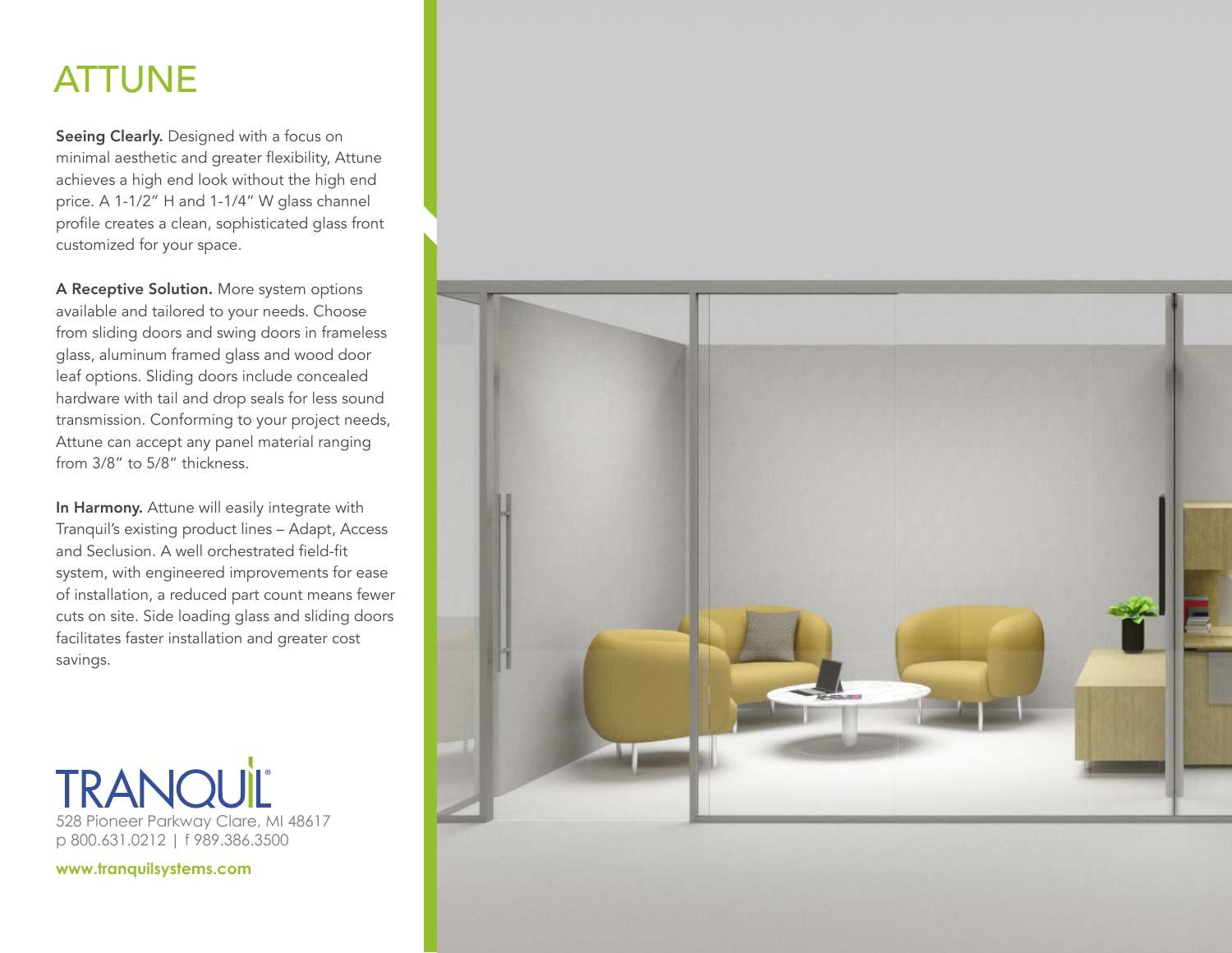# ATTUNE

**Seeing Clearly.** Designed with a focus on minimal aesthetic and greater flexibility, Attune achieves a high end look without the high end price. A 1-1/2" H and 1-1/4" W glass channel profile creates a clean, sophisticated glass front customized for your space.

**A Receptive Solution.** More system options available and tailored to your needs. Choose from sliding doors and swing doors in frameless glass, aluminum framed glass and wood door leaf options. Sliding doors include concealed hardware with tail and drop seals for less sound transmission. Conforming to your project needs, Attune can accept any panel material ranging from 3/8" to 5/8" thickness.

**In Harmony.** Attune will easily integrate with Tranquil's existing product lines – Adapt, Access and Seclusion. A well orchestrated field-fit system, with engineered improvements for ease of installation, a reduced part count means fewer cuts on site. Side loading glass and sliding doors facilitates faster installation and greater cost savings.

TRANQUIL®

528 Pioneer Parkway Clare, MI 48617
p 800.631.0212 | f 989.386.3500

**www.tranquilsystems.com**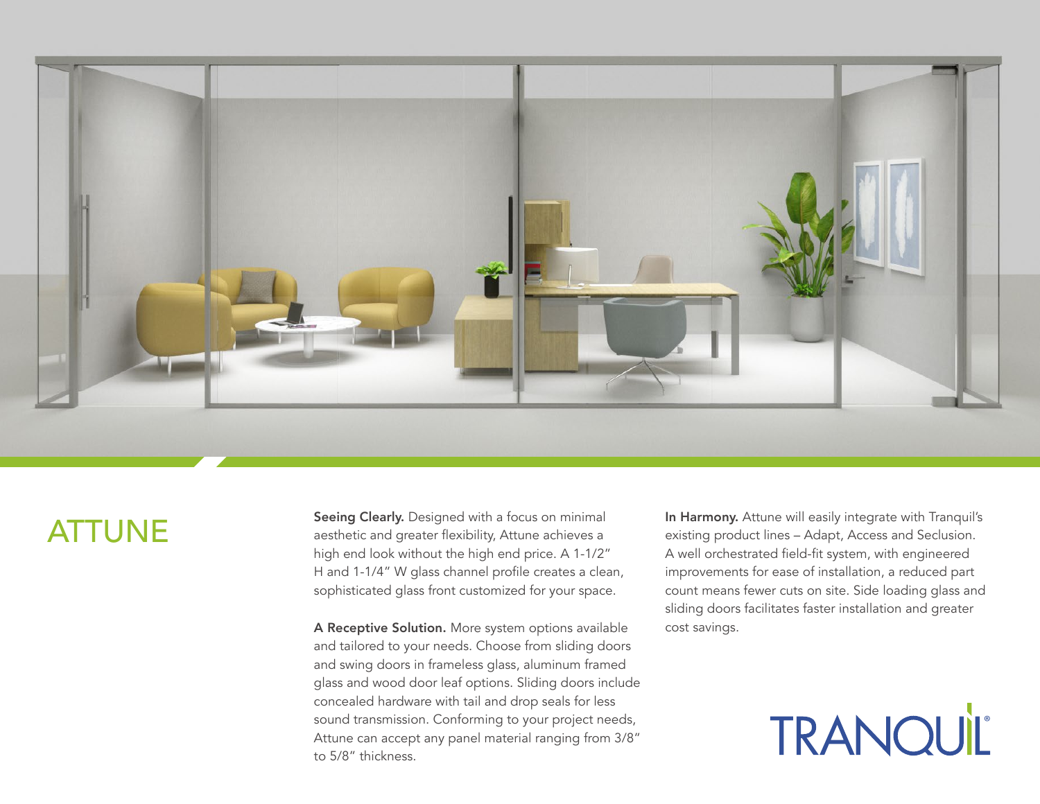# ATTUNE

**Seeing Clearly.** Designed with a focus on minimal aesthetic and greater flexibility, Attune achieves a high end look without the high end price. A 1-1/2" H and 1-1/4" W glass channel profile creates a clean, sophisticated glass front customized for your space.

**A Receptive Solution.** More system options available and tailored to your needs. Choose from sliding doors and swing doors in frameless glass, aluminum framed glass and wood door leaf options. Sliding doors include concealed hardware with tail and drop seals for less sound transmission. Conforming to your project needs, Attune can accept any panel material ranging from 3/8" to 5/8" thickness.

**In Harmony.** Attune will easily integrate with Tranquil's existing product lines – Adapt, Access and Seclusion. A well orchestrated field-fit system, with engineered improvements for ease of installation, a reduced part count means fewer cuts on site. Side loading glass and sliding doors facilitates faster installation and greater cost savings.

TRANQUIL®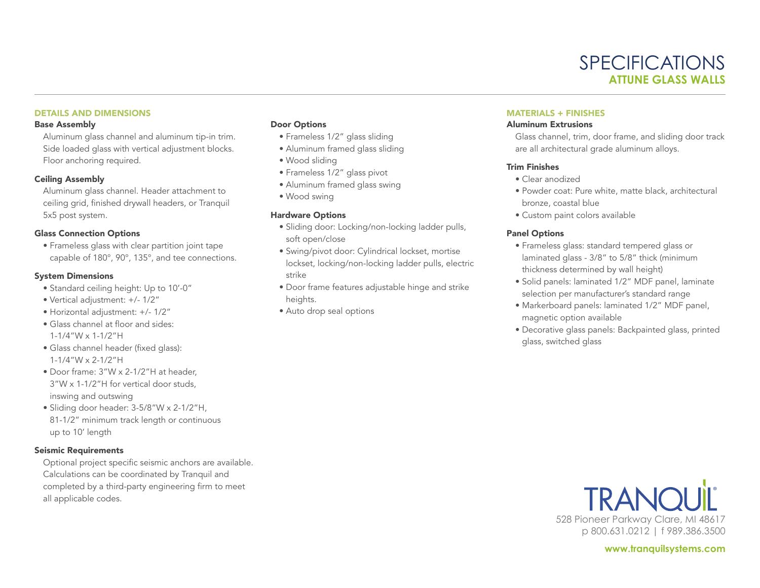# SPECIFICATIONS
## ATTUNE GLASS WALLS

## DETAILS AND DIMENSIONS

### Base Assembly

Aluminum glass channel and aluminum tip-in trim. Side loaded glass with vertical adjustment blocks. Floor anchoring required.

### Ceiling Assembly

Aluminum glass channel. Header attachment to ceiling grid, finished drywall headers, or Tranquil 5x5 post system.

### Glass Connection Options

- Frameless glass with clear partition joint tape capable of 180°, 90°, 135°, and tee connections.

### System Dimensions

- Standard ceiling height: Up to 10'-0"
- Vertical adjustment: +/- 1/2"
- Horizontal adjustment: +/- 1/2"
- Glass channel at floor and sides: 1-1/4"W x 1-1/2"H
- Glass channel header (fixed glass): 1-1/4"W x 2-1/2"H
- Door frame: 3"W x 2-1/2"H at header, 3"W x 1-1/2"H for vertical door studs, inswing and outswing
- Sliding door header: 3-5/8"W x 2-1/2"H, 81-1/2" minimum track length or continuous up to 10' length

### Seismic Requirements

Optional project specific seismic anchors are available. Calculations can be coordinated by Tranquil and completed by a third-party engineering firm to meet all applicable codes.

### Door Options

- Frameless 1/2" glass sliding
- Aluminum framed glass sliding
- Wood sliding
- Frameless 1/2" glass pivot
- Aluminum framed glass swing
- Wood swing

### Hardware Options

- Sliding door: Locking/non-locking ladder pulls, soft open/close
- Swing/pivot door: Cylindrical lockset, mortise lockset, locking/non-locking ladder pulls, electric strike
- Door frame features adjustable hinge and strike heights.
- Auto drop seal options

## MATERIALS + FINISHES

### Aluminum Extrusions

Glass channel, trim, door frame, and sliding door track are all architectural grade aluminum alloys.

### Trim Finishes

- Clear anodized
- Powder coat: Pure white, matte black, architectural bronze, coastal blue
- Custom paint colors available

### Panel Options

- Frameless glass: standard tempered glass or laminated glass - 3/8" to 5/8" thick (minimum thickness determined by wall height)
- Solid panels: laminated 1/2" MDF panel, laminate selection per manufacturer's standard range
- Markerboard panels: laminated 1/2" MDF panel, magnetic option available
- Decorative glass panels: Backpainted glass, printed glass, switched glass

TRANQUIL®
528 Pioneer Parkway Clare, MI 48617
p 800.631.0212 | f 989.386.3500

www.tranquilsystems.com